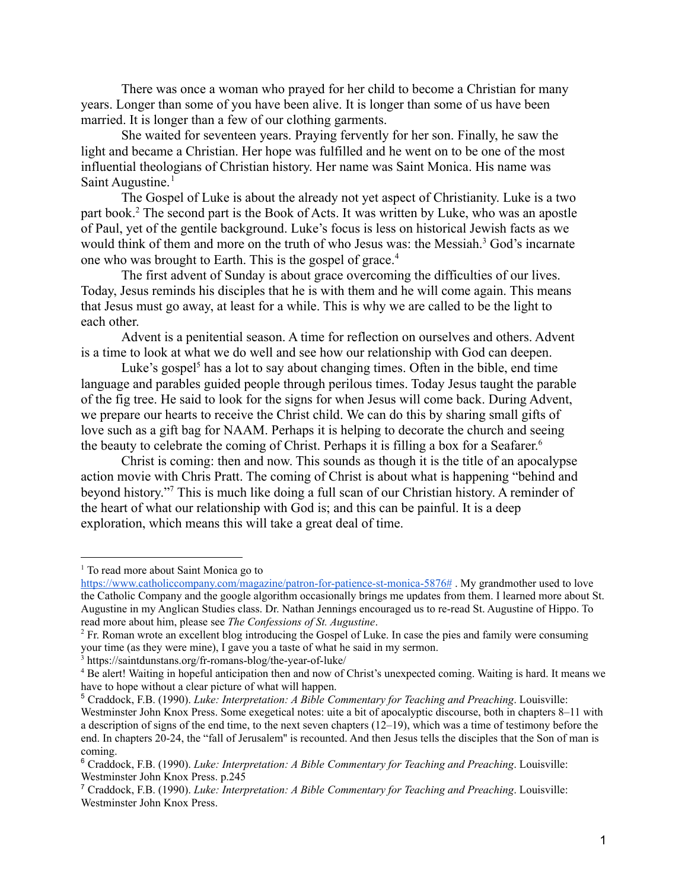There was once a woman who prayed for her child to become a Christian for many years. Longer than some of you have been alive. It is longer than some of us have been married. It is longer than a few of our clothing garments.

She waited for seventeen years. Praying fervently for her son. Finally, he saw the light and became a Christian. Her hope was fulfilled and he went on to be one of the most influential theologians of Christian history. Her name was Saint Monica. His name was Saint Augustine.[1]

The Gospel of Luke is about the already not yet aspect of Christianity. Luke is a two part book.[2] The second part is the Book of Acts. It was written by Luke, who was an apostle of Paul, yet of the gentile background. Luke's focus is less on historical Jewish facts as we would think of them and more on the truth of who Jesus was: the Messiah.[3] God's incarnate one who was brought to Earth. This is the gospel of grace.[4]

The first advent of Sunday is about grace overcoming the difficulties of our lives. Today, Jesus reminds his disciples that he is with them and he will come again. This means that Jesus must go away, at least for a while. This is why we are called to be the light to each other.

Advent is a penitential season. A time for reflection on ourselves and others. Advent is a time to look at what we do well and see how our relationship with God can deepen.

Luke's gospel[5] has a lot to say about changing times. Often in the bible, end time language and parables guided people through perilous times. Today Jesus taught the parable of the fig tree. He said to look for the signs for when Jesus will come back. During Advent, we prepare our hearts to receive the Christ child. We can do this by sharing small gifts of love such as a gift bag for NAAM. Perhaps it is helping to decorate the church and seeing the beauty to celebrate the coming of Christ. Perhaps it is filling a box for a Seafarer.[6]

Christ is coming: then and now. This sounds as though it is the title of an apocalypse action movie with Chris Pratt. The coming of Christ is about what is happening "behind and beyond history."[7] This is much like doing a full scan of our Christian history. A reminder of the heart of what our relationship with God is; and this can be painful. It is a deep exploration, which means this will take a great deal of time.

---

[1] To read more about Saint Monica go to https://www.catholiccompany.com/magazine/patron-for-patience-st-monica-5876# . My grandmother used to love the Catholic Company and the google algorithm occasionally brings me updates from them. I learned more about St. Augustine in my Anglican Studies class. Dr. Nathan Jennings encouraged us to re-read St. Augustine of Hippo. To read more about him, please see *The Confessions of St. Augustine*.

[2] Fr. Roman wrote an excellent blog introducing the Gospel of Luke. In case the pies and family were consuming your time (as they were mine), I gave you a taste of what he said in my sermon.

[3] https://saintdunstans.org/fr-romans-blog/the-year-of-luke/

[4] Be alert! Waiting in hopeful anticipation then and now of Christ's unexpected coming. Waiting is hard. It means we have to hope without a clear picture of what will happen.

[5] Craddock, F.B. (1990). *Luke: Interpretation: A Bible Commentary for Teaching and Preaching*. Louisville: Westminster John Knox Press. Some exegetical notes: uite a bit of apocalyptic discourse, both in chapters 8–11 with a description of signs of the end time, to the next seven chapters (12–19), which was a time of testimony before the end. In chapters 20-24, the "fall of Jerusalem" is recounted. And then Jesus tells the disciples that the Son of man is coming.

[6] Craddock, F.B. (1990). *Luke: Interpretation: A Bible Commentary for Teaching and Preaching*. Louisville: Westminster John Knox Press. p.245

[7] Craddock, F.B. (1990). *Luke: Interpretation: A Bible Commentary for Teaching and Preaching*. Louisville: Westminster John Knox Press.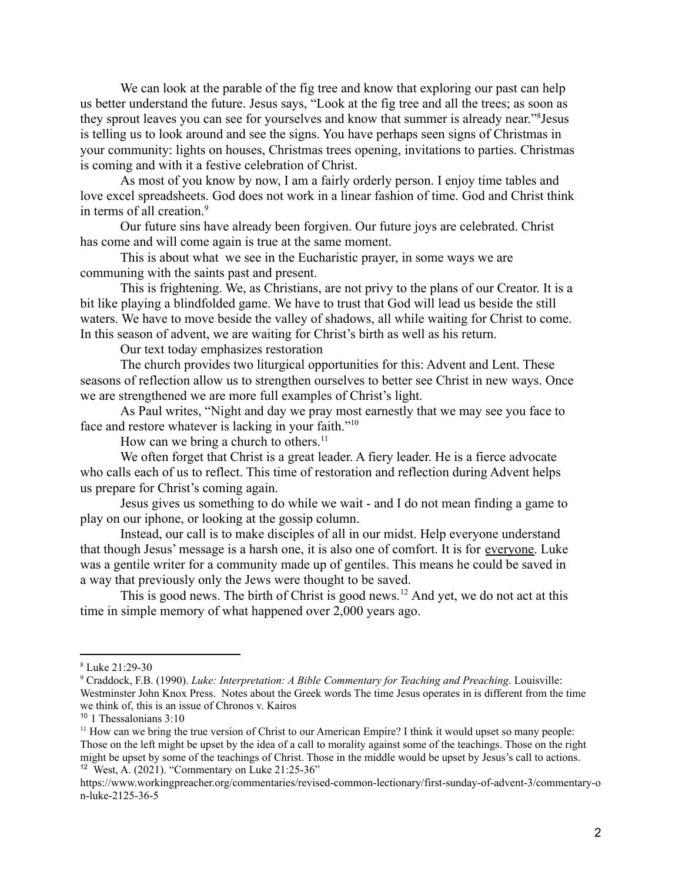We can look at the parable of the fig tree and know that exploring our past can help us better understand the future. Jesus says, "Look at the fig tree and all the trees; as soon as they sprout leaves you can see for yourselves and know that summer is already near."[8] Jesus is telling us to look around and see the signs. You have perhaps seen signs of Christmas in your community: lights on houses, Christmas trees opening, invitations to parties. Christmas is coming and with it a festive celebration of Christ.

As most of you know by now, I am a fairly orderly person. I enjoy time tables and love excel spreadsheets. God does not work in a linear fashion of time. God and Christ think in terms of all creation.[9]

Our future sins have already been forgiven. Our future joys are celebrated. Christ has come and will come again is true at the same moment.

This is about what we see in the Eucharistic prayer, in some ways we are communing with the saints past and present.

This is frightening. We, as Christians, are not privy to the plans of our Creator. It is a bit like playing a blindfolded game. We have to trust that God will lead us beside the still waters. We have to move beside the valley of shadows, all while waiting for Christ to come. In this season of advent, we are waiting for Christ's birth as well as his return.

Our text today emphasizes restoration

The church provides two liturgical opportunities for this: Advent and Lent. These seasons of reflection allow us to strengthen ourselves to better see Christ in new ways. Once we are strengthened we are more full examples of Christ's light.

As Paul writes, "Night and day we pray most earnestly that we may see you face to face and restore whatever is lacking in your faith."[10]

How can we bring a church to others.[11]

We often forget that Christ is a great leader. A fiery leader. He is a fierce advocate who calls each of us to reflect. This time of restoration and reflection during Advent helps us prepare for Christ's coming again.

Jesus gives us something to do while we wait - and I do not mean finding a game to play on our iphone, or looking at the gossip column.

Instead, our call is to make disciples of all in our midst. Help everyone understand that though Jesus' message is a harsh one, it is also one of comfort. It is for <u>everyone</u>. Luke was a gentile writer for a community made up of gentiles. This means he could be saved in a way that previously only the Jews were thought to be saved.

This is good news. The birth of Christ is good news.[12] And yet, we do not act at this time in simple memory of what happened over 2,000 years ago.

---

[8] Luke 21:29-30

[9] Craddock, F.B. (1990). *Luke: Interpretation: A Bible Commentary for Teaching and Preaching*. Louisville: Westminster John Knox Press. Notes about the Greek words The time Jesus operates in is different from the time we think of, this is an issue of Chronos v. Kairos

[10] 1 Thessalonians 3:10

[11] How can we bring the true version of Christ to our American Empire? I think it would upset so many people: Those on the left might be upset by the idea of a call to morality against some of the teachings. Those on the right might be upset by some of the teachings of Christ. Those in the middle would be upset by Jesus's call to actions.

[12] West, A. (2021). "Commentary on Luke 21:25-36" https://www.workingpreacher.org/commentaries/revised-common-lectionary/first-sunday-of-advent-3/commentary-on-luke-2125-36-5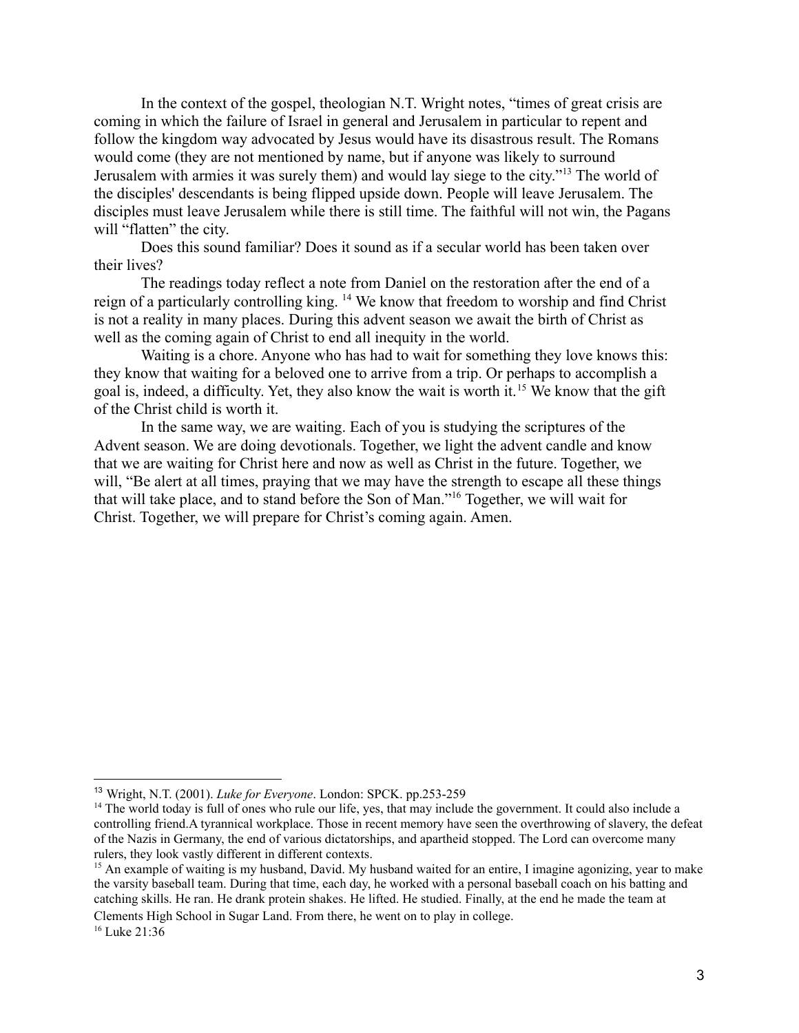In the context of the gospel, theologian N.T. Wright notes, "times of great crisis are coming in which the failure of Israel in general and Jerusalem in particular to repent and follow the kingdom way advocated by Jesus would have its disastrous result. The Romans would come (they are not mentioned by name, but if anyone was likely to surround Jerusalem with armies it was surely them) and would lay siege to the city."[13] The world of the disciples' descendants is being flipped upside down. People will leave Jerusalem. The disciples must leave Jerusalem while there is still time. The faithful will not win, the Pagans will "flatten" the city.

Does this sound familiar? Does it sound as if a secular world has been taken over their lives?

The readings today reflect a note from Daniel on the restoration after the end of a reign of a particularly controlling king. [14] We know that freedom to worship and find Christ is not a reality in many places. During this advent season we await the birth of Christ as well as the coming again of Christ to end all inequity in the world.

Waiting is a chore. Anyone who has had to wait for something they love knows this: they know that waiting for a beloved one to arrive from a trip. Or perhaps to accomplish a goal is, indeed, a difficulty. Yet, they also know the wait is worth it.[15] We know that the gift of the Christ child is worth it.

In the same way, we are waiting. Each of you is studying the scriptures of the Advent season. We are doing devotionals. Together, we light the advent candle and know that we are waiting for Christ here and now as well as Christ in the future. Together, we will, "Be alert at all times, praying that we may have the strength to escape all these things that will take place, and to stand before the Son of Man."[16] Together, we will wait for Christ. Together, we will prepare for Christ's coming again. Amen.

---

[13] Wright, N.T. (2001). *Luke for Everyone*. London: SPCK. pp.253-259

[14] The world today is full of ones who rule our life, yes, that may include the government. It could also include a controlling friend.A tyrannical workplace. Those in recent memory have seen the overthrowing of slavery, the defeat of the Nazis in Germany, the end of various dictatorships, and apartheid stopped. The Lord can overcome many rulers, they look vastly different in different contexts.

[15] An example of waiting is my husband, David. My husband waited for an entire, I imagine agonizing, year to make the varsity baseball team. During that time, each day, he worked with a personal baseball coach on his batting and catching skills. He ran. He drank protein shakes. He lifted. He studied. Finally, at the end he made the team at Clements High School in Sugar Land. From there, he went on to play in college.

[16] Luke 21:36